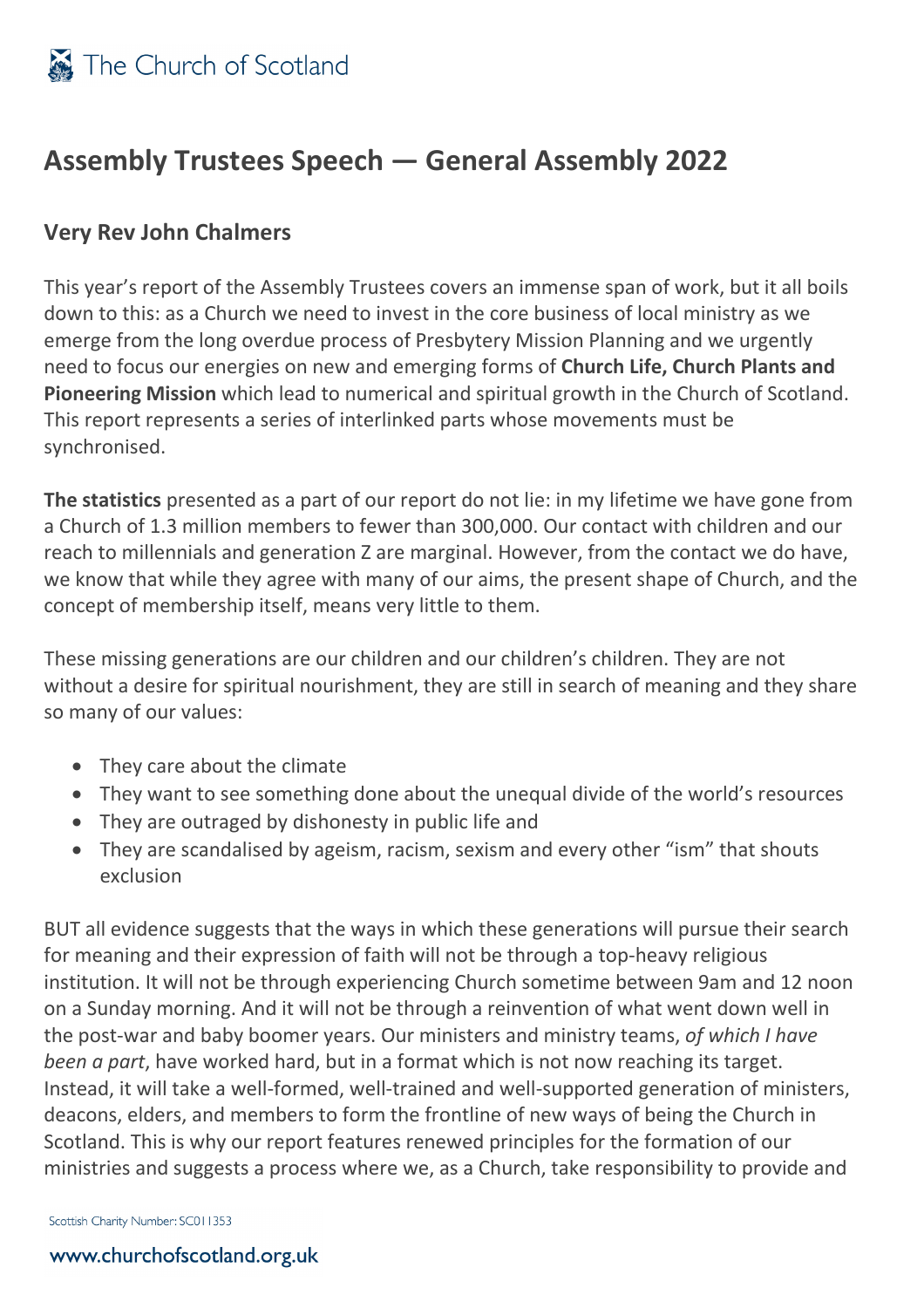# Assembly Trustees Speech — General Assembly 2022

## Very Rev John Chalmers

This year's report of the Assembly Trustees covers an immense span of work, but it all boils down to this: as a Church we need to invest in the core business of local ministry as we emerge from the long overdue process of Presbytery Mission Planning and we urgently need to focus our energies on new and emerging forms of **Church Life, Church Plants and Pioneering Mission** which lead to numerical and spiritual growth in the Church of Scotland. This report represents a series of interlinked parts whose movements must be synchronised.

**The statistics** presented as a part of our report do not lie: in my lifetime we have gone from a Church of 1.3 million members to fewer than 300,000. Our contact with children and our reach to millennials and generation Z are marginal. However, from the contact we do have, we know that while they agree with many of our aims, the present shape of Church, and the concept of membership itself, means very little to them.

These missing generations are our children and our children's children. They are not without a desire for spiritual nourishment, they are still in search of meaning and they share so many of our values:

- They care about the climate
- They want to see something done about the unequal divide of the world's resources
- They are outraged by dishonesty in public life and
- They are scandalised by ageism, racism, sexism and every other "ism" that shouts exclusion

BUT all evidence suggests that the ways in which these generations will pursue their search for meaning and their expression of faith will not be through a top-heavy religious institution. It will not be through experiencing Church sometime between 9am and 12 noon on a Sunday morning. And it will not be through a reinvention of what went down well in the post-war and baby boomer years. Our ministers and ministry teams, *of which I have been a part*, have worked hard, but in a format which is not now reaching its target. Instead, it will take a well-formed, well-trained and well-supported generation of ministers, deacons, elders, and members to form the frontline of new ways of being the Church in Scotland. This is why our report features renewed principles for the formation of our ministries and suggests a process where we, as a Church, take responsibility to provide and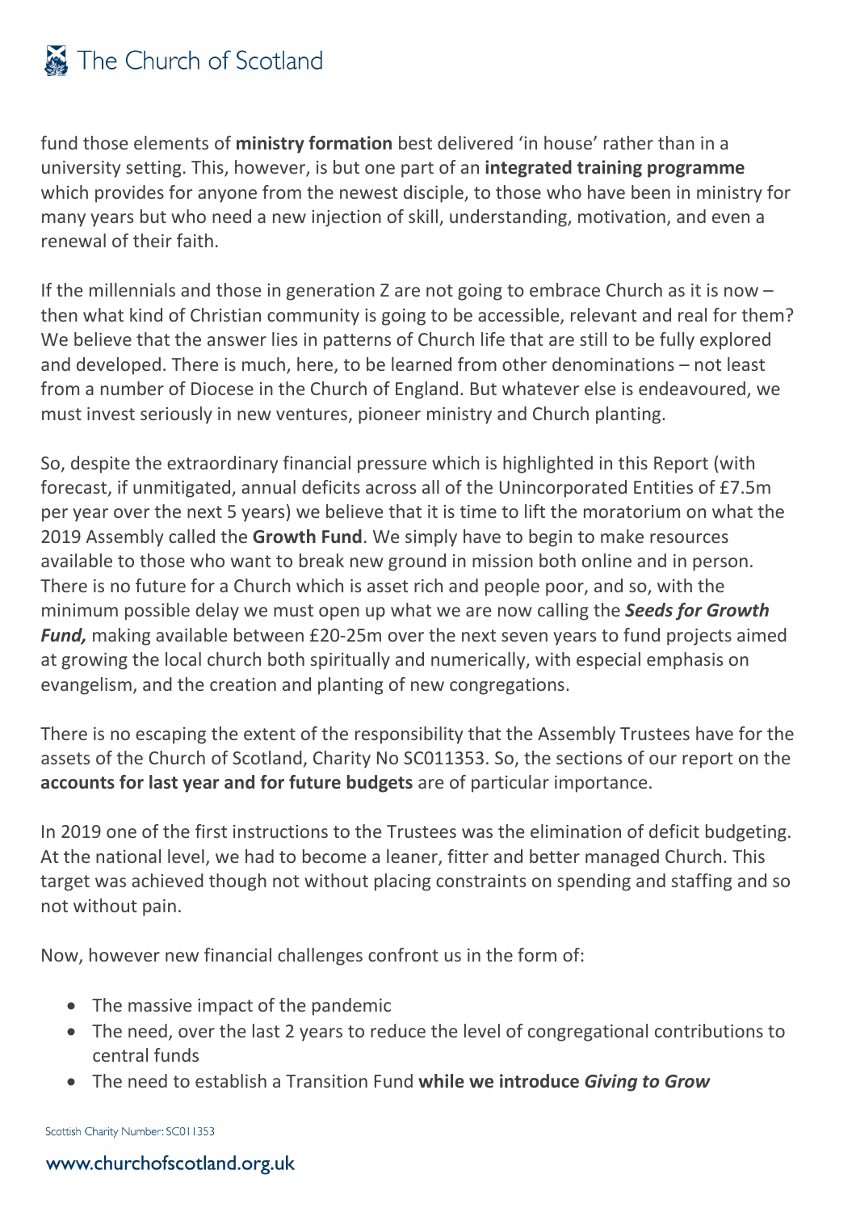fund those elements of **ministry formation** best delivered 'in house' rather than in a university setting. This, however, is but one part of an **integrated training programme** which provides for anyone from the newest disciple, to those who have been in ministry for many years but who need a new injection of skill, understanding, motivation, and even a renewal of their faith.

If the millennials and those in generation Z are not going to embrace Church as it is now – then what kind of Christian community is going to be accessible, relevant and real for them? We believe that the answer lies in patterns of Church life that are still to be fully explored and developed. There is much, here, to be learned from other denominations – not least from a number of Diocese in the Church of England. But whatever else is endeavoured, we must invest seriously in new ventures, pioneer ministry and Church planting.

So, despite the extraordinary financial pressure which is highlighted in this Report (with forecast, if unmitigated, annual deficits across all of the Unincorporated Entities of £7.5m per year over the next 5 years) we believe that it is time to lift the moratorium on what the 2019 Assembly called the **Growth Fund**. We simply have to begin to make resources available to those who want to break new ground in mission both online and in person. There is no future for a Church which is asset rich and people poor, and so, with the minimum possible delay we must open up what we are now calling the ***Seeds for Growth Fund,*** making available between £20-25m over the next seven years to fund projects aimed at growing the local church both spiritually and numerically, with especial emphasis on evangelism, and the creation and planting of new congregations.

There is no escaping the extent of the responsibility that the Assembly Trustees have for the assets of the Church of Scotland, Charity No SC011353. So, the sections of our report on the **accounts for last year and for future budgets** are of particular importance.

In 2019 one of the first instructions to the Trustees was the elimination of deficit budgeting. At the national level, we had to become a leaner, fitter and better managed Church. This target was achieved though not without placing constraints on spending and staffing and so not without pain.

Now, however new financial challenges confront us in the form of:

- The massive impact of the pandemic
- The need, over the last 2 years to reduce the level of congregational contributions to central funds
- The need to establish a Transition Fund **while we introduce *Giving to Grow***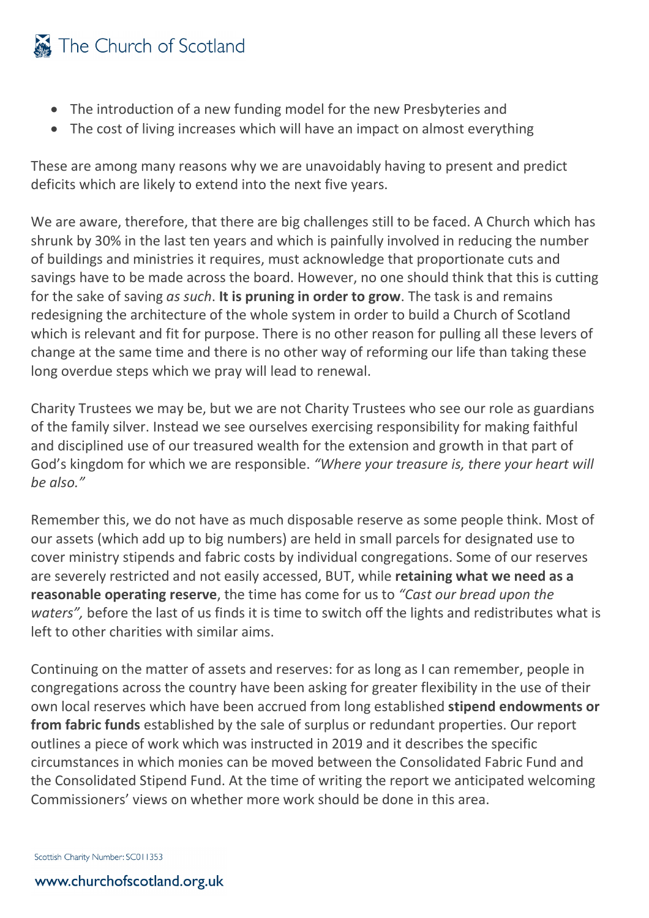- The introduction of a new funding model for the new Presbyteries and
- The cost of living increases which will have an impact on almost everything

These are among many reasons why we are unavoidably having to present and predict deficits which are likely to extend into the next five years.

We are aware, therefore, that there are big challenges still to be faced. A Church which has shrunk by 30% in the last ten years and which is painfully involved in reducing the number of buildings and ministries it requires, must acknowledge that proportionate cuts and savings have to be made across the board. However, no one should think that this is cutting for the sake of saving *as such*. **It is pruning in order to grow**. The task is and remains redesigning the architecture of the whole system in order to build a Church of Scotland which is relevant and fit for purpose. There is no other reason for pulling all these levers of change at the same time and there is no other way of reforming our life than taking these long overdue steps which we pray will lead to renewal.

Charity Trustees we may be, but we are not Charity Trustees who see our role as guardians of the family silver. Instead we see ourselves exercising responsibility for making faithful and disciplined use of our treasured wealth for the extension and growth in that part of God's kingdom for which we are responsible. *"Where your treasure is, there your heart will be also."*

Remember this, we do not have as much disposable reserve as some people think. Most of our assets (which add up to big numbers) are held in small parcels for designated use to cover ministry stipends and fabric costs by individual congregations. Some of our reserves are severely restricted and not easily accessed, BUT, while **retaining what we need as a reasonable operating reserve**, the time has come for us to *"Cast our bread upon the waters",* before the last of us finds it is time to switch off the lights and redistributes what is left to other charities with similar aims.

Continuing on the matter of assets and reserves: for as long as I can remember, people in congregations across the country have been asking for greater flexibility in the use of their own local reserves which have been accrued from long established **stipend endowments or from fabric funds** established by the sale of surplus or redundant properties. Our report outlines a piece of work which was instructed in 2019 and it describes the specific circumstances in which monies can be moved between the Consolidated Fabric Fund and the Consolidated Stipend Fund. At the time of writing the report we anticipated welcoming Commissioners' views on whether more work should be done in this area.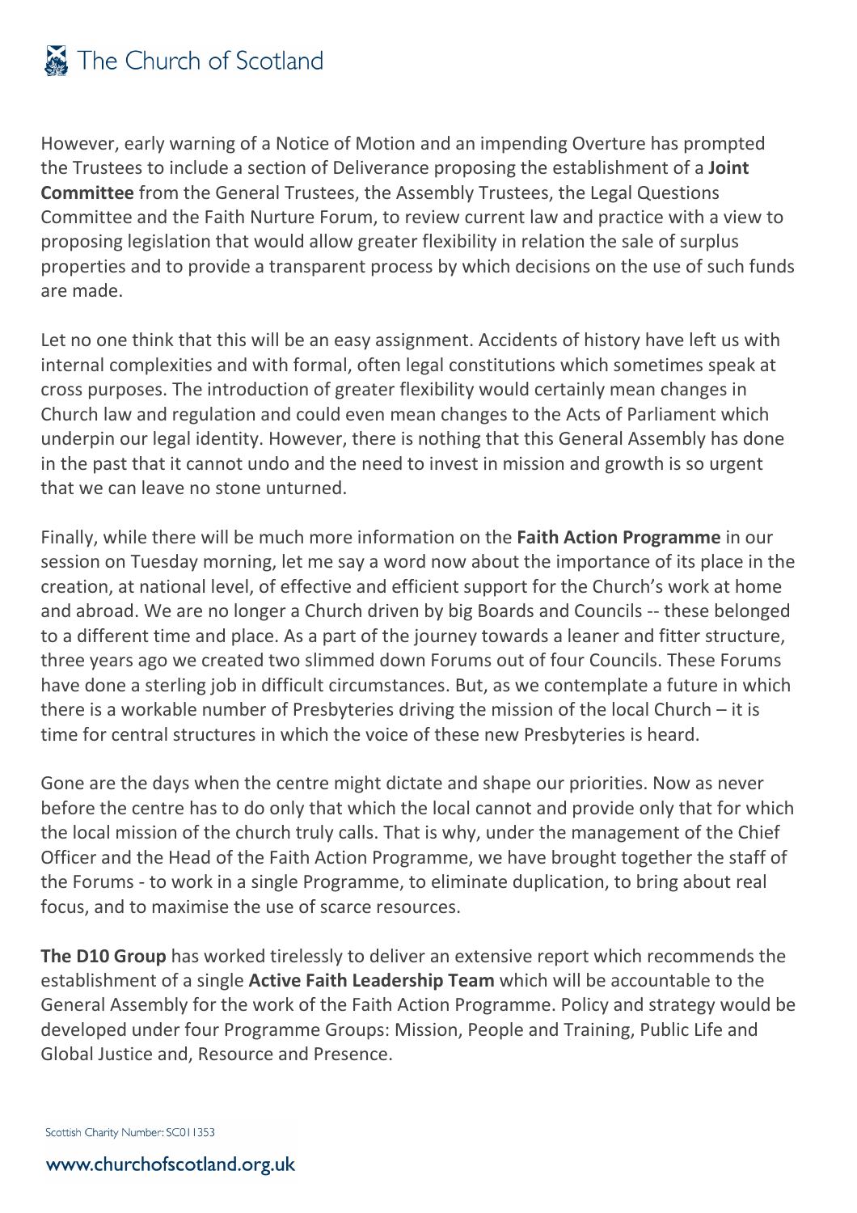However, early warning of a Notice of Motion and an impending Overture has prompted the Trustees to include a section of Deliverance proposing the establishment of a **Joint Committee** from the General Trustees, the Assembly Trustees, the Legal Questions Committee and the Faith Nurture Forum, to review current law and practice with a view to proposing legislation that would allow greater flexibility in relation the sale of surplus properties and to provide a transparent process by which decisions on the use of such funds are made.

Let no one think that this will be an easy assignment. Accidents of history have left us with internal complexities and with formal, often legal constitutions which sometimes speak at cross purposes. The introduction of greater flexibility would certainly mean changes in Church law and regulation and could even mean changes to the Acts of Parliament which underpin our legal identity. However, there is nothing that this General Assembly has done in the past that it cannot undo and the need to invest in mission and growth is so urgent that we can leave no stone unturned.

Finally, while there will be much more information on the **Faith Action Programme** in our session on Tuesday morning, let me say a word now about the importance of its place in the creation, at national level, of effective and efficient support for the Church's work at home and abroad. We are no longer a Church driven by big Boards and Councils -- these belonged to a different time and place. As a part of the journey towards a leaner and fitter structure, three years ago we created two slimmed down Forums out of four Councils. These Forums have done a sterling job in difficult circumstances. But, as we contemplate a future in which there is a workable number of Presbyteries driving the mission of the local Church – it is time for central structures in which the voice of these new Presbyteries is heard.

Gone are the days when the centre might dictate and shape our priorities. Now as never before the centre has to do only that which the local cannot and provide only that for which the local mission of the church truly calls. That is why, under the management of the Chief Officer and the Head of the Faith Action Programme, we have brought together the staff of the Forums - to work in a single Programme, to eliminate duplication, to bring about real focus, and to maximise the use of scarce resources.

**The D10 Group** has worked tirelessly to deliver an extensive report which recommends the establishment of a single **Active Faith Leadership Team** which will be accountable to the General Assembly for the work of the Faith Action Programme. Policy and strategy would be developed under four Programme Groups: Mission, People and Training, Public Life and Global Justice and, Resource and Presence.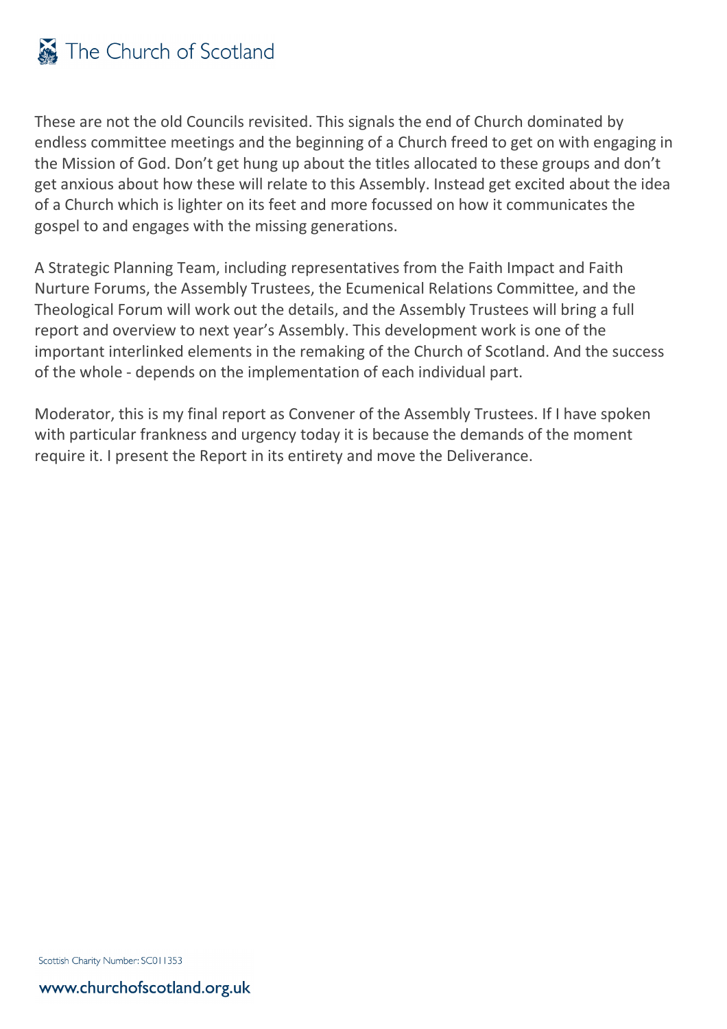These are not the old Councils revisited. This signals the end of Church dominated by endless committee meetings and the beginning of a Church freed to get on with engaging in the Mission of God. Don't get hung up about the titles allocated to these groups and don't get anxious about how these will relate to this Assembly. Instead get excited about the idea of a Church which is lighter on its feet and more focussed on how it communicates the gospel to and engages with the missing generations.

A Strategic Planning Team, including representatives from the Faith Impact and Faith Nurture Forums, the Assembly Trustees, the Ecumenical Relations Committee, and the Theological Forum will work out the details, and the Assembly Trustees will bring a full report and overview to next year's Assembly. This development work is one of the important interlinked elements in the remaking of the Church of Scotland. And the success of the whole - depends on the implementation of each individual part.

Moderator, this is my final report as Convener of the Assembly Trustees. If I have spoken with particular frankness and urgency today it is because the demands of the moment require it. I present the Report in its entirety and move the Deliverance.